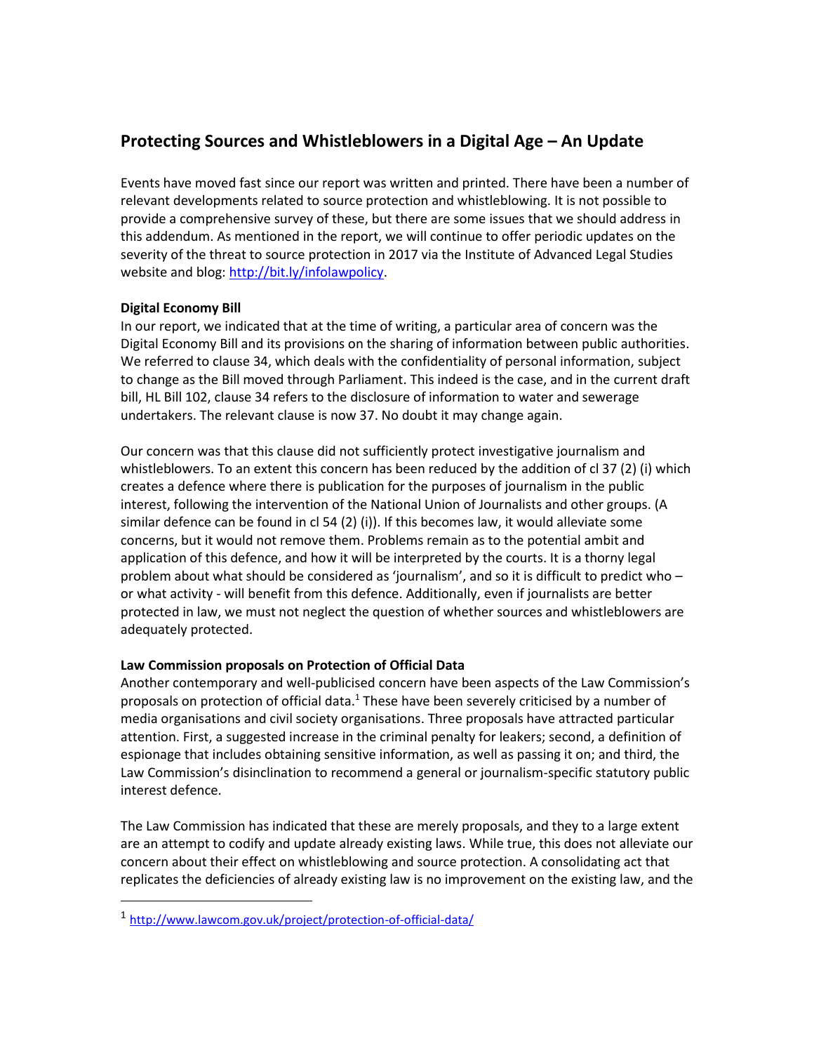# Protecting Sources and Whistleblowers in a Digital Age – An Update

Events have moved fast since our report was written and printed. There have been a number of relevant developments related to source protection and whistleblowing. It is not possible to provide a comprehensive survey of these, but there are some issues that we should address in this addendum. As mentioned in the report, we will continue to offer periodic updates on the severity of the threat to source protection in 2017 via the Institute of Advanced Legal Studies website and blog: [http://bit.ly/infolawpolicy](http://bit.ly/infolawpolicy).

**Digital Economy Bill**

In our report, we indicated that at the time of writing, a particular area of concern was the Digital Economy Bill and its provisions on the sharing of information between public authorities. We referred to clause 34, which deals with the confidentiality of personal information, subject to change as the Bill moved through Parliament. This indeed is the case, and in the current draft bill, HL Bill 102, clause 34 refers to the disclosure of information to water and sewerage undertakers. The relevant clause is now 37. No doubt it may change again.

Our concern was that this clause did not sufficiently protect investigative journalism and whistleblowers. To an extent this concern has been reduced by the addition of cl 37 (2) (i) which creates a defence where there is publication for the purposes of journalism in the public interest, following the intervention of the National Union of Journalists and other groups. (A similar defence can be found in cl 54 (2) (i)). If this becomes law, it would alleviate some concerns, but it would not remove them. Problems remain as to the potential ambit and application of this defence, and how it will be interpreted by the courts. It is a thorny legal problem about what should be considered as 'journalism', and so it is difficult to predict who – or what activity - will benefit from this defence. Additionally, even if journalists are better protected in law, we must not neglect the question of whether sources and whistleblowers are adequately protected.

**Law Commission proposals on Protection of Official Data**

Another contemporary and well-publicised concern have been aspects of the Law Commission's proposals on protection of official data.[1] These have been severely criticised by a number of media organisations and civil society organisations. Three proposals have attracted particular attention. First, a suggested increase in the criminal penalty for leakers; second, a definition of espionage that includes obtaining sensitive information, as well as passing it on; and third, the Law Commission's disinclination to recommend a general or journalism-specific statutory public interest defence.

The Law Commission has indicated that these are merely proposals, and they to a large extent are an attempt to codify and update already existing laws. While true, this does not alleviate our concern about their effect on whistleblowing and source protection. A consolidating act that replicates the deficiencies of already existing law is no improvement on the existing law, and the

[1] [http://www.lawcom.gov.uk/project/protection-of-official-data/](http://www.lawcom.gov.uk/project/protection-of-official-data/)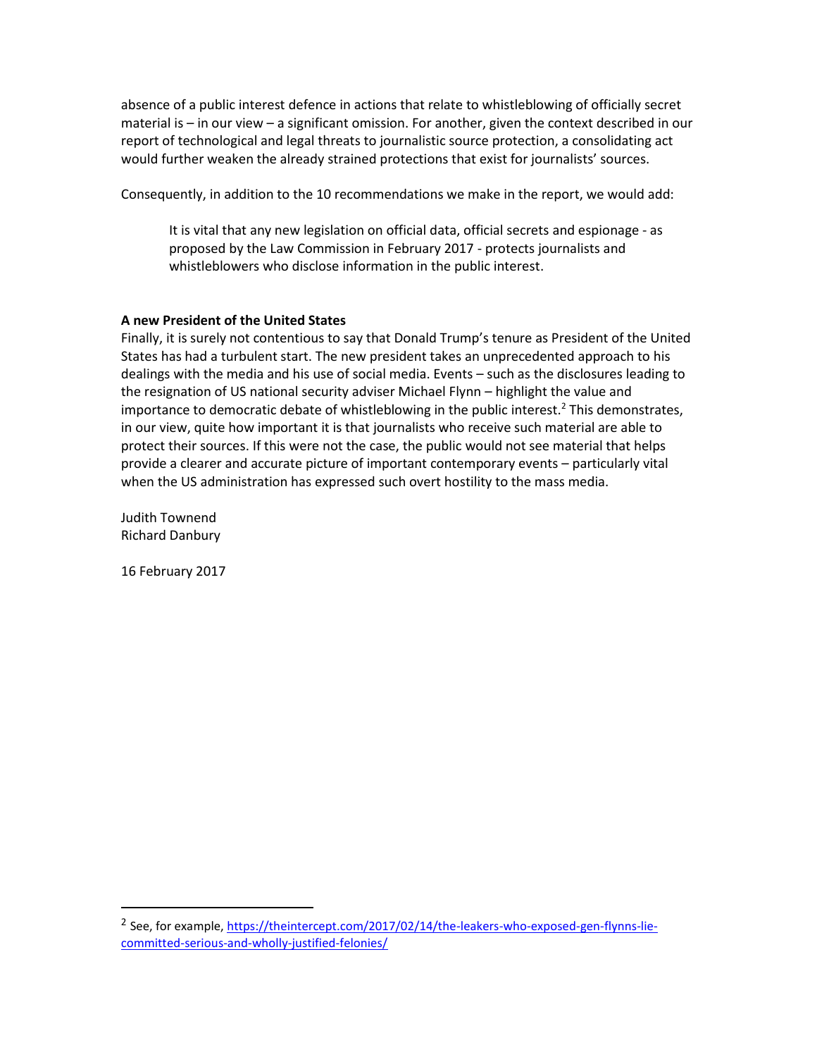absence of a public interest defence in actions that relate to whistleblowing of officially secret material is – in our view – a significant omission. For another, given the context described in our report of technological and legal threats to journalistic source protection, a consolidating act would further weaken the already strained protections that exist for journalists' sources.

Consequently, in addition to the 10 recommendations we make in the report, we would add:

> It is vital that any new legislation on official data, official secrets and espionage - as proposed by the Law Commission in February 2017 - protects journalists and whistleblowers who disclose information in the public interest.

**A new President of the United States**

Finally, it is surely not contentious to say that Donald Trump's tenure as President of the United States has had a turbulent start. The new president takes an unprecedented approach to his dealings with the media and his use of social media. Events – such as the disclosures leading to the resignation of US national security adviser Michael Flynn – highlight the value and importance to democratic debate of whistleblowing in the public interest.[2] This demonstrates, in our view, quite how important it is that journalists who receive such material are able to protect their sources. If this were not the case, the public would not see material that helps provide a clearer and accurate picture of important contemporary events – particularly vital when the US administration has expressed such overt hostility to the mass media.

Judith Townend
Richard Danbury

16 February 2017

---

[2] See, for example, https://theintercept.com/2017/02/14/the-leakers-who-exposed-gen-flynns-lie-committed-serious-and-wholly-justified-felonies/